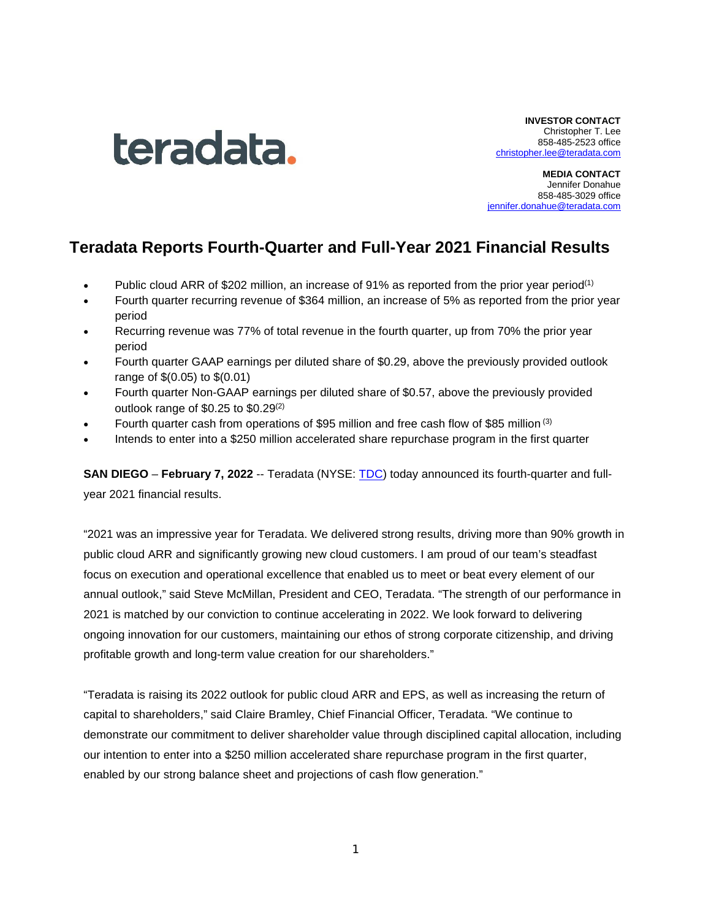teradata.

**INVESTOR CONTACT**
Christopher T. Lee
858-485-2523 office
christopher.lee@teradata.com

**MEDIA CONTACT**
Jennifer Donahue
858-485-3029 office
jennifer.donahue@teradata.com

# Teradata Reports Fourth-Quarter and Full-Year 2021 Financial Results

- Public cloud ARR of $202 million, an increase of 91% as reported from the prior year period[1]
- Fourth quarter recurring revenue of $364 million, an increase of 5% as reported from the prior year period
- Recurring revenue was 77% of total revenue in the fourth quarter, up from 70% the prior year period
- Fourth quarter GAAP earnings per diluted share of $0.29, above the previously provided outlook range of $(0.05) to $(0.01)
- Fourth quarter Non-GAAP earnings per diluted share of $0.57, above the previously provided outlook range of $0.25 to $0.29[2]
- Fourth quarter cash from operations of $95 million and free cash flow of $85 million [3]
- Intends to enter into a $250 million accelerated share repurchase program in the first quarter

**SAN DIEGO** – **February 7, 2022** -- Teradata (NYSE: TDC) today announced its fourth-quarter and full-year 2021 financial results.

"2021 was an impressive year for Teradata. We delivered strong results, driving more than 90% growth in public cloud ARR and significantly growing new cloud customers. I am proud of our team's steadfast focus on execution and operational excellence that enabled us to meet or beat every element of our annual outlook," said Steve McMillan, President and CEO, Teradata. "The strength of our performance in 2021 is matched by our conviction to continue accelerating in 2022. We look forward to delivering ongoing innovation for our customers, maintaining our ethos of strong corporate citizenship, and driving profitable growth and long-term value creation for our shareholders."

"Teradata is raising its 2022 outlook for public cloud ARR and EPS, as well as increasing the return of capital to shareholders," said Claire Bramley, Chief Financial Officer, Teradata. "We continue to demonstrate our commitment to deliver shareholder value through disciplined capital allocation, including our intention to enter into a $250 million accelerated share repurchase program in the first quarter, enabled by our strong balance sheet and projections of cash flow generation."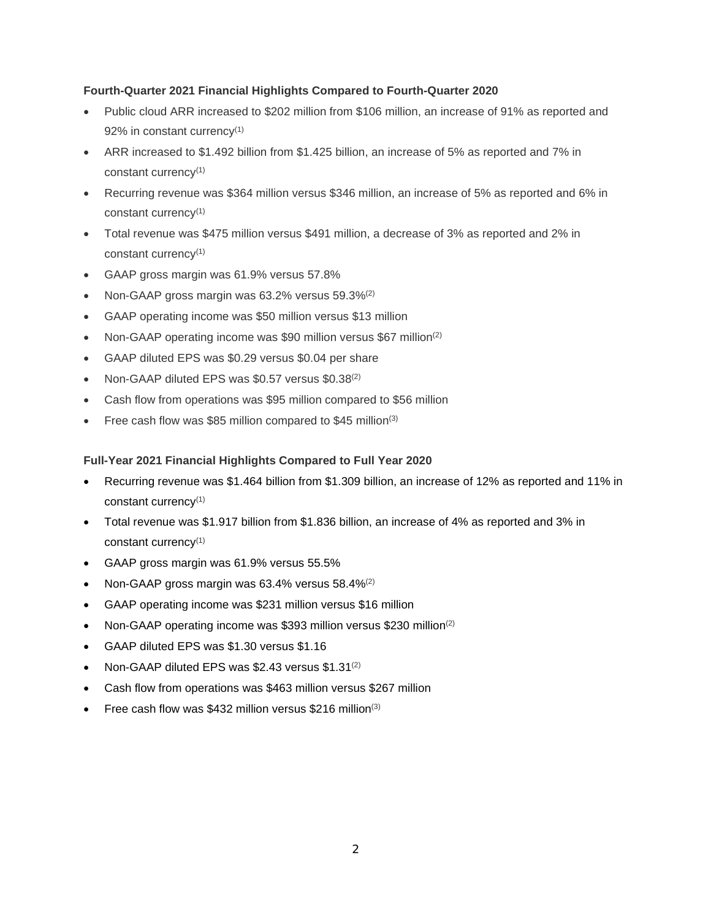**Fourth-Quarter 2021 Financial Highlights Compared to Fourth-Quarter 2020**

- Public cloud ARR increased to $202 million from $106 million, an increase of 91% as reported and 92% in constant currency[(1)]
- ARR increased to $1.492 billion from $1.425 billion, an increase of 5% as reported and 7% in constant currency[(1)]
- Recurring revenue was $364 million versus $346 million, an increase of 5% as reported and 6% in constant currency[(1)]
- Total revenue was $475 million versus $491 million, a decrease of 3% as reported and 2% in constant currency[(1)]
- GAAP gross margin was 61.9% versus 57.8%
- Non-GAAP gross margin was 63.2% versus 59.3%[(2)]
- GAAP operating income was $50 million versus $13 million
- Non-GAAP operating income was $90 million versus $67 million[(2)]
- GAAP diluted EPS was $0.29 versus $0.04 per share
- Non-GAAP diluted EPS was $0.57 versus $0.38[(2)]
- Cash flow from operations was $95 million compared to $56 million
- Free cash flow was $85 million compared to $45 million[(3)]

**Full-Year 2021 Financial Highlights Compared to Full Year 2020**

- Recurring revenue was $1.464 billion from $1.309 billion, an increase of 12% as reported and 11% in constant currency[(1)]
- Total revenue was $1.917 billion from $1.836 billion, an increase of 4% as reported and 3% in constant currency[(1)]
- GAAP gross margin was 61.9% versus 55.5%
- Non-GAAP gross margin was 63.4% versus 58.4%[(2)]
- GAAP operating income was $231 million versus $16 million
- Non-GAAP operating income was $393 million versus $230 million[(2)]
- GAAP diluted EPS was $1.30 versus $1.16
- Non-GAAP diluted EPS was $2.43 versus $1.31[(2)]
- Cash flow from operations was $463 million versus $267 million
- Free cash flow was $432 million versus $216 million[(3)]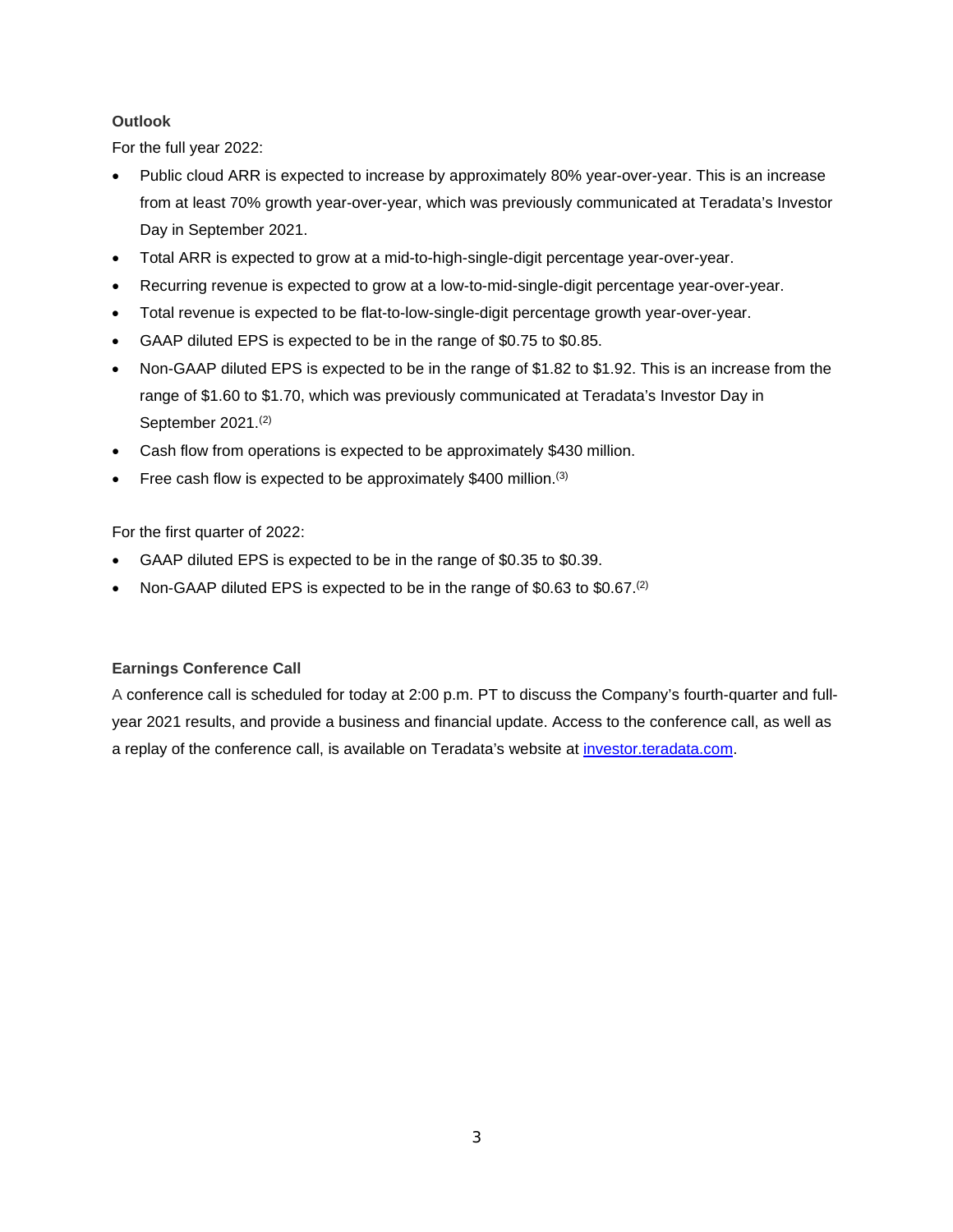**Outlook**

For the full year 2022:

- Public cloud ARR is expected to increase by approximately 80% year-over-year. This is an increase from at least 70% growth year-over-year, which was previously communicated at Teradata's Investor Day in September 2021.
- Total ARR is expected to grow at a mid-to-high-single-digit percentage year-over-year.
- Recurring revenue is expected to grow at a low-to-mid-single-digit percentage year-over-year.
- Total revenue is expected to be flat-to-low-single-digit percentage growth year-over-year.
- GAAP diluted EPS is expected to be in the range of $0.75 to $0.85.
- Non-GAAP diluted EPS is expected to be in the range of $1.82 to $1.92. This is an increase from the range of $1.60 to $1.70, which was previously communicated at Teradata's Investor Day in September 2021.(2)
- Cash flow from operations is expected to be approximately $430 million.
- Free cash flow is expected to be approximately $400 million.(3)

For the first quarter of 2022:

- GAAP diluted EPS is expected to be in the range of $0.35 to $0.39.
- Non-GAAP diluted EPS is expected to be in the range of $0.63 to $0.67.(2)

**Earnings Conference Call**

A conference call is scheduled for today at 2:00 p.m. PT to discuss the Company's fourth-quarter and full-year 2021 results, and provide a business and financial update. Access to the conference call, as well as a replay of the conference call, is available on Teradata's website at investor.teradata.com.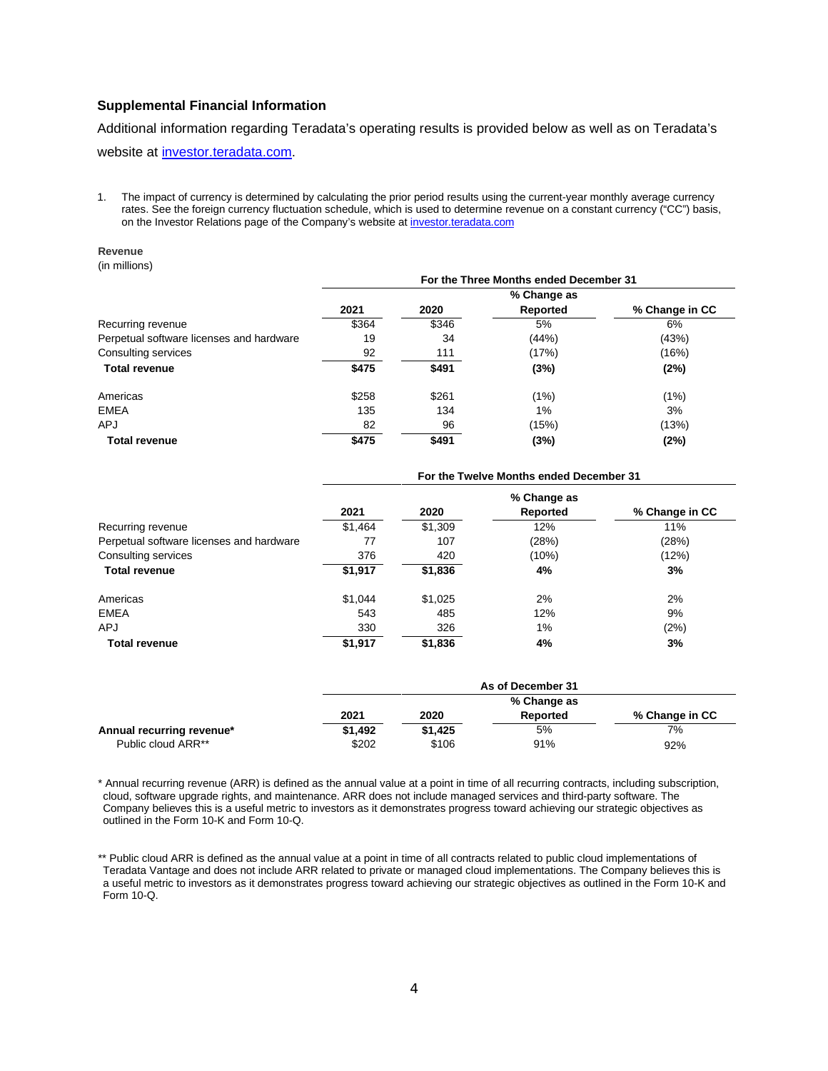### Supplemental Financial Information

Additional information regarding Teradata's operating results is provided below as well as on Teradata's website at [investor.teradata.com](investor.teradata.com).

1. The impact of currency is determined by calculating the prior period results using the current-year monthly average currency rates. See the foreign currency fluctuation schedule, which is used to determine revenue on a constant currency ("CC") basis, on the Investor Relations page of the Company's website at [investor.teradata.com](investor.teradata.com)

**Revenue**
(in millions)

| | For the Three Months ended December 31 | | | |
|---|---|---|---|---|
| | 2021 | 2020 | % Change as Reported | % Change in CC |
| Recurring revenue | $364 | $346 | 5% | 6% |
| Perpetual software licenses and hardware | 19 | 34 | (44%) | (43%) |
| Consulting services | 92 | 111 | (17%) | (16%) |
| **Total revenue** | **$475** | **$491** | **(3%)** | **(2%)** |
| | | | | |
| Americas | $258 | $261 | (1%) | (1%) |
| EMEA | 135 | 134 | 1% | 3% |
| APJ | 82 | 96 | (15%) | (13%) |
| **Total revenue** | **$475** | **$491** | **(3%)** | **(2%)** |

| | For the Twelve Months ended December 31 | | | |
|---|---|---|---|---|
| | 2021 | 2020 | % Change as Reported | % Change in CC |
| Recurring revenue | $1,464 | $1,309 | 12% | 11% |
| Perpetual software licenses and hardware | 77 | 107 | (28%) | (28%) |
| Consulting services | 376 | 420 | (10%) | (12%) |
| **Total revenue** | **$1,917** | **$1,836** | **4%** | **3%** |
| | | | | |
| Americas | $1,044 | $1,025 | 2% | 2% |
| EMEA | 543 | 485 | 12% | 9% |
| APJ | 330 | 326 | 1% | (2%) |
| **Total revenue** | **$1,917** | **$1,836** | **4%** | **3%** |

| | As of December 31 | | | |
|---|---|---|---|---|
| | 2021 | 2020 | % Change as Reported | % Change in CC |
| **Annual recurring revenue*** | **$1,492** | **$1,425** | 5% | 7% |
| Public cloud ARR** | $202 | $106 | 91% | 92% |

* Annual recurring revenue (ARR) is defined as the annual value at a point in time of all recurring contracts, including subscription, cloud, software upgrade rights, and maintenance. ARR does not include managed services and third-party software. The Company believes this is a useful metric to investors as it demonstrates progress toward achieving our strategic objectives as outlined in the Form 10-K and Form 10-Q.

** Public cloud ARR is defined as the annual value at a point in time of all contracts related to public cloud implementations of Teradata Vantage and does not include ARR related to private or managed cloud implementations. The Company believes this is a useful metric to investors as it demonstrates progress toward achieving our strategic objectives as outlined in the Form 10-K and Form 10-Q.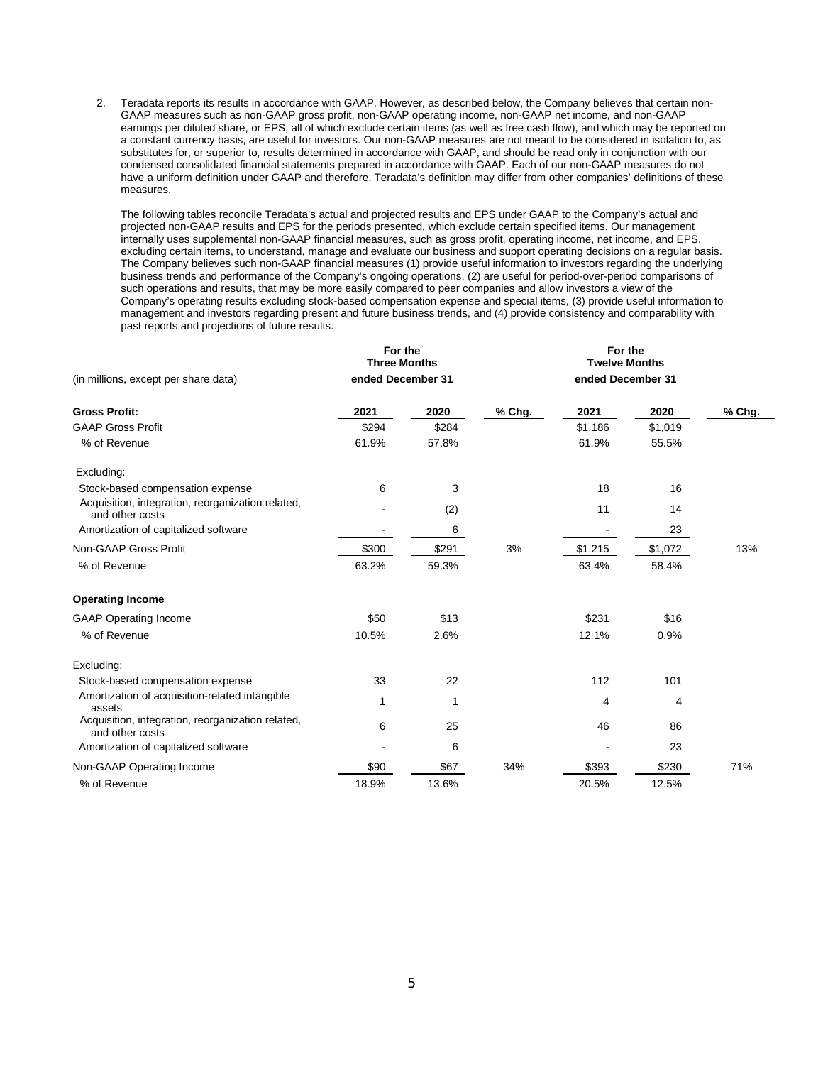2. Teradata reports its results in accordance with GAAP. However, as described below, the Company believes that certain non-GAAP measures such as non-GAAP gross profit, non-GAAP operating income, non-GAAP net income, and non-GAAP earnings per diluted share, or EPS, all of which exclude certain items (as well as free cash flow), and which may be reported on a constant currency basis, are useful for investors. Our non-GAAP measures are not meant to be considered in isolation to, as substitutes for, or superior to, results determined in accordance with GAAP, and should be read only in conjunction with our condensed consolidated financial statements prepared in accordance with GAAP. Each of our non-GAAP measures do not have a uniform definition under GAAP and therefore, Teradata's definition may differ from other companies' definitions of these measures.

   The following tables reconcile Teradata's actual and projected results and EPS under GAAP to the Company's actual and projected non-GAAP results and EPS for the periods presented, which exclude certain specified items. Our management internally uses supplemental non-GAAP financial measures, such as gross profit, operating income, net income, and EPS, excluding certain items, to understand, manage and evaluate our business and support operating decisions on a regular basis. The Company believes such non-GAAP financial measures (1) provide useful information to investors regarding the underlying business trends and performance of the Company's ongoing operations, (2) are useful for period-over-period comparisons of such operations and results, that may be more easily compared to peer companies and allow investors a view of the Company's operating results excluding stock-based compensation expense and special items, (3) provide useful information to management and investors regarding present and future business trends, and (4) provide consistency and comparability with past reports and projections of future results.

| (in millions, except per share data) | For the Three Months ended December 31 | | | For the Twelve Months ended December 31 | | |
|---|---|---|---|---|---|---|
| **Gross Profit:** | **2021** | **2020** | **% Chg.** | **2021** | **2020** | **% Chg.** |
| GAAP Gross Profit | $294 | $284 | | $1,186 | $1,019 | |
| % of Revenue | 61.9% | 57.8% | | 61.9% | 55.5% | |
| Excluding: | | | | | | |
| Stock-based compensation expense | 6 | 3 | | 18 | 16 | |
| Acquisition, integration, reorganization related, and other costs | - | (2) | | 11 | 14 | |
| Amortization of capitalized software | - | 6 | | - | 23 | |
| Non-GAAP Gross Profit | $300 | $291 | 3% | $1,215 | $1,072 | 13% |
| % of Revenue | 63.2% | 59.3% | | 63.4% | 58.4% | |
| **Operating Income** | | | | | | |
| GAAP Operating Income | $50 | $13 | | $231 | $16 | |
| % of Revenue | 10.5% | 2.6% | | 12.1% | 0.9% | |
| Excluding: | | | | | | |
| Stock-based compensation expense | 33 | 22 | | 112 | 101 | |
| Amortization of acquisition-related intangible assets | 1 | 1 | | 4 | 4 | |
| Acquisition, integration, reorganization related, and other costs | 6 | 25 | | 46 | 86 | |
| Amortization of capitalized software | - | 6 | | - | 23 | |
| Non-GAAP Operating Income | $90 | $67 | 34% | $393 | $230 | 71% |
| % of Revenue | 18.9% | 13.6% | | 20.5% | 12.5% | |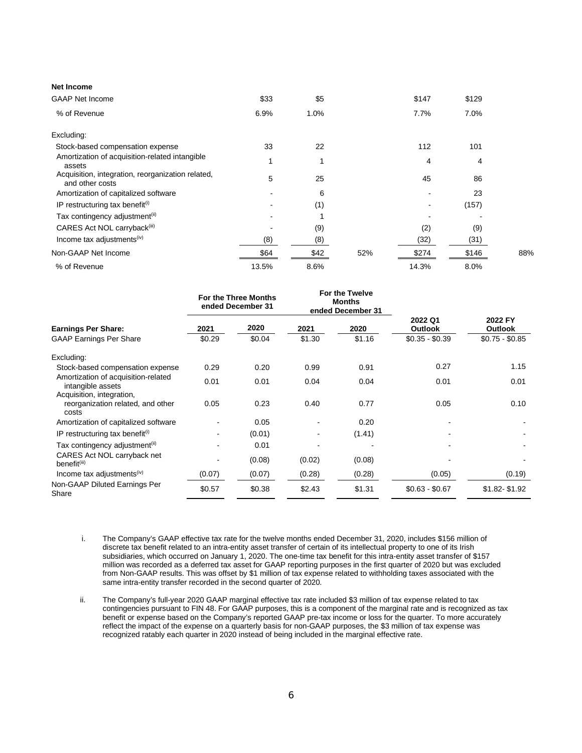| **Net Income** | | | | | | |
|---|---|---|---|---|---|---|
| GAAP Net Income | $33 | $5 | | $147 | $129 | |
| % of Revenue | 6.9% | 1.0% | | 7.7% | 7.0% | |
| | | | | | | |
| Excluding: | | | | | | |
| Stock-based compensation expense | 33 | 22 | | 112 | 101 | |
| Amortization of acquisition-related intangible assets | 1 | 1 | | 4 | 4 | |
| Acquisition, integration, reorganization related, and other costs | 5 | 25 | | 45 | 86 | |
| Amortization of capitalized software | - | 6 | | - | 23 | |
| IP restructuring tax benefit[i] | - | (1) | | - | (157) | |
| Tax contingency adjustment[ii] | - | 1 | | - | - | |
| CARES Act NOL carryback[iii] | - | (9) | | (2) | (9) | |
| Income tax adjustments[iv] | (8) | (8) | | (32) | (31) | |
| Non-GAAP Net Income | $64 | $42 | 52% | $274 | $146 | 88% |
| % of Revenue | 13.5% | 8.6% | | 14.3% | 8.0% | |

| | For the Three Months ended December 31 | | For the Twelve Months ended December 31 | | | |
|---|---|---|---|---|---|---|
| **Earnings Per Share:** | **2021** | **2020** | **2021** | **2020** | **2022 Q1 Outlook** | **2022 FY Outlook** |
| GAAP Earnings Per Share | $0.29 | $0.04 | $1.30 | $1.16 | $0.35 - $0.39 | $0.75 - $0.85 |
| | | | | | | |
| Excluding: | | | | | | |
| Stock-based compensation expense | 0.29 | 0.20 | 0.99 | 0.91 | 0.27 | 1.15 |
| Amortization of acquisition-related intangible assets | 0.01 | 0.01 | 0.04 | 0.04 | 0.01 | 0.01 |
| Acquisition, integration, reorganization related, and other costs | 0.05 | 0.23 | 0.40 | 0.77 | 0.05 | 0.10 |
| Amortization of capitalized software | - | 0.05 | - | 0.20 | - | - |
| IP restructuring tax benefit[i] | - | (0.01) | - | (1.41) | - | - |
| Tax contingency adjustment[ii] | - | 0.01 | - | - | - | - |
| CARES Act NOL carryback net benefit[iii] | - | (0.08) | (0.02) | (0.08) | - | - |
| Income tax adjustments[iv] | (0.07) | (0.07) | (0.28) | (0.28) | (0.05) | (0.19) |
| Non-GAAP Diluted Earnings Per Share | $0.57 | $0.38 | $2.43 | $1.31 | $0.63 - $0.67 | $1.82- $1.92 |

i. The Company's GAAP effective tax rate for the twelve months ended December 31, 2020, includes $156 million of discrete tax benefit related to an intra-entity asset transfer of certain of its intellectual property to one of its Irish subsidiaries, which occurred on January 1, 2020. The one-time tax benefit for this intra-entity asset transfer of $157 million was recorded as a deferred tax asset for GAAP reporting purposes in the first quarter of 2020 but was excluded from Non-GAAP results. This was offset by $1 million of tax expense related to withholding taxes associated with the same intra-entity transfer recorded in the second quarter of 2020.

ii. The Company's full-year 2020 GAAP marginal effective tax rate included $3 million of tax expense related to tax contingencies pursuant to FIN 48. For GAAP purposes, this is a component of the marginal rate and is recognized as tax benefit or expense based on the Company's reported GAAP pre-tax income or loss for the quarter. To more accurately reflect the impact of the expense on a quarterly basis for non-GAAP purposes, the $3 million of tax expense was recognized ratably each quarter in 2020 instead of being included in the marginal effective rate.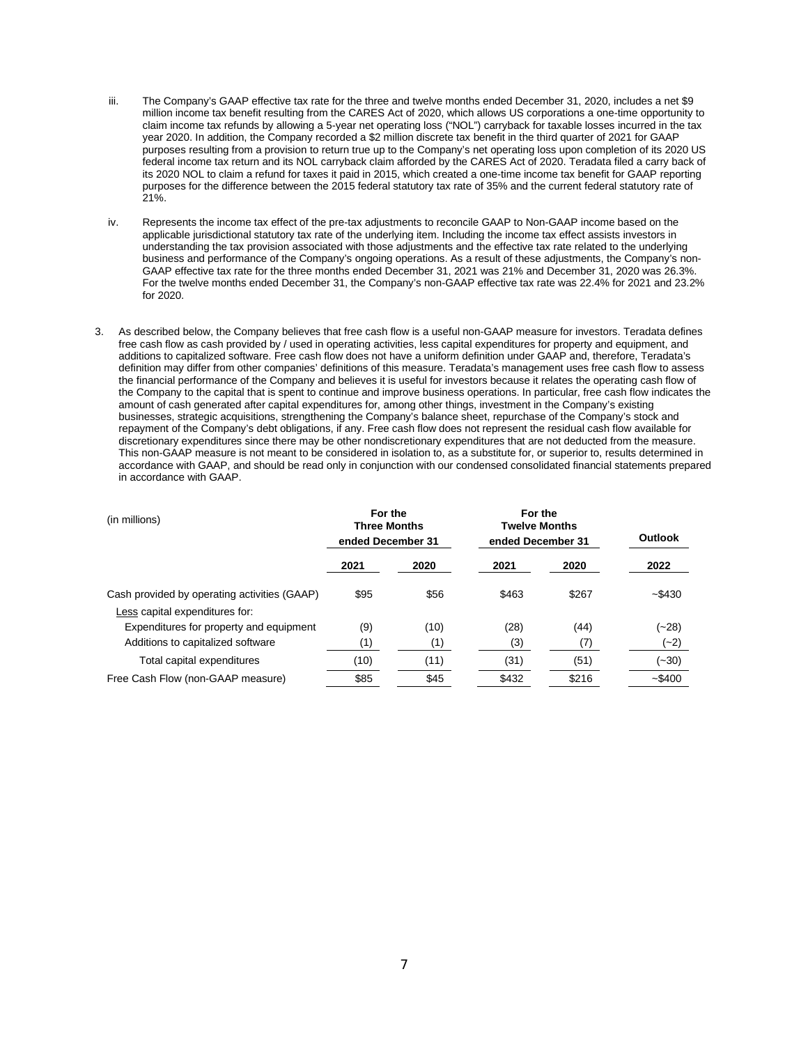iii. The Company's GAAP effective tax rate for the three and twelve months ended December 31, 2020, includes a net $9 million income tax benefit resulting from the CARES Act of 2020, which allows US corporations a one-time opportunity to claim income tax refunds by allowing a 5-year net operating loss ("NOL") carryback for taxable losses incurred in the tax year 2020. In addition, the Company recorded a $2 million discrete tax benefit in the third quarter of 2021 for GAAP purposes resulting from a provision to return true up to the Company's net operating loss upon completion of its 2020 US federal income tax return and its NOL carryback claim afforded by the CARES Act of 2020. Teradata filed a carry back of its 2020 NOL to claim a refund for taxes it paid in 2015, which created a one-time income tax benefit for GAAP reporting purposes for the difference between the 2015 federal statutory tax rate of 35% and the current federal statutory rate of 21%.

iv. Represents the income tax effect of the pre-tax adjustments to reconcile GAAP to Non-GAAP income based on the applicable jurisdictional statutory tax rate of the underlying item. Including the income tax effect assists investors in understanding the tax provision associated with those adjustments and the effective tax rate related to the underlying business and performance of the Company's ongoing operations. As a result of these adjustments, the Company's non-GAAP effective tax rate for the three months ended December 31, 2021 was 21% and December 31, 2020 was 26.3%. For the twelve months ended December 31, the Company's non-GAAP effective tax rate was 22.4% for 2021 and 23.2% for 2020.

3. As described below, the Company believes that free cash flow is a useful non-GAAP measure for investors. Teradata defines free cash flow as cash provided by / used in operating activities, less capital expenditures for property and equipment, and additions to capitalized software. Free cash flow does not have a uniform definition under GAAP and, therefore, Teradata's definition may differ from other companies' definitions of this measure. Teradata's management uses free cash flow to assess the financial performance of the Company and believes it is useful for investors because it relates the operating cash flow of the Company to the capital that is spent to continue and improve business operations. In particular, free cash flow indicates the amount of cash generated after capital expenditures for, among other things, investment in the Company's existing businesses, strategic acquisitions, strengthening the Company's balance sheet, repurchase of the Company's stock and repayment of the Company's debt obligations, if any. Free cash flow does not represent the residual cash flow available for discretionary expenditures since there may be other nondiscretionary expenditures that are not deducted from the measure. This non-GAAP measure is not meant to be considered in isolation to, as a substitute for, or superior to, results determined in accordance with GAAP, and should be read only in conjunction with our condensed consolidated financial statements prepared in accordance with GAAP.

| (in millions) | For the Three Months ended December 31 | | For the Twelve Months ended December 31 | | Outlook |
|---|---|---|---|---|---|
| | 2021 | 2020 | 2021 | 2020 | 2022 |
| Cash provided by operating activities (GAAP) | $95 | $56 | $463 | $267 | ~$430 |
| Less capital expenditures for: | | | | | |
| Expenditures for property and equipment | (9) | (10) | (28) | (44) | (~28) |
| Additions to capitalized software | (1) | (1) | (3) | (7) | (~2) |
| Total capital expenditures | (10) | (11) | (31) | (51) | (~30) |
| Free Cash Flow (non-GAAP measure) | $85 | $45 | $432 | $216 | ~$400 |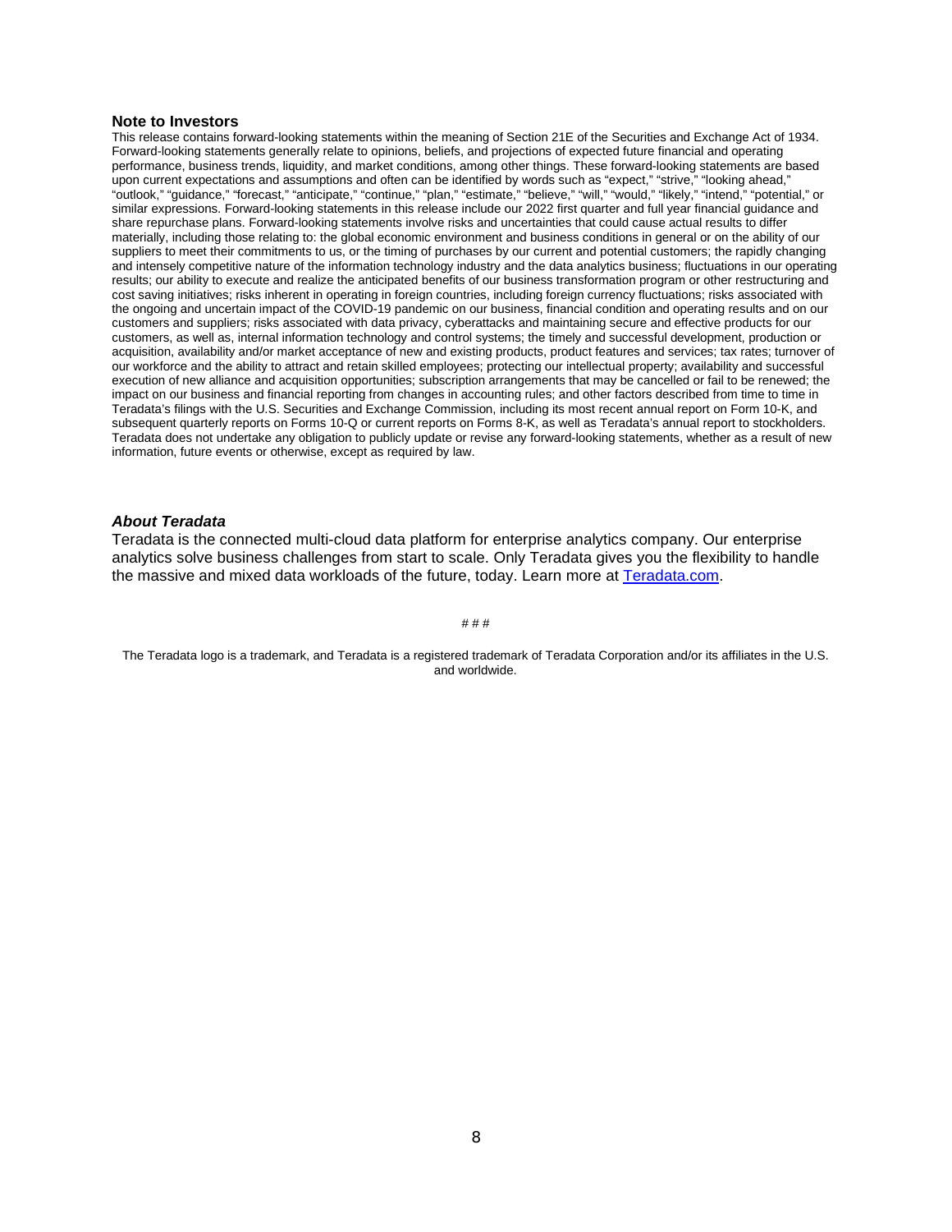**Note to Investors**

This release contains forward-looking statements within the meaning of Section 21E of the Securities and Exchange Act of 1934. Forward-looking statements generally relate to opinions, beliefs, and projections of expected future financial and operating performance, business trends, liquidity, and market conditions, among other things. These forward-looking statements are based upon current expectations and assumptions and often can be identified by words such as "expect," "strive," "looking ahead," "outlook," "guidance," "forecast," "anticipate," "continue," "plan," "estimate," "believe," "will," "would," "likely," "intend," "potential," or similar expressions. Forward-looking statements in this release include our 2022 first quarter and full year financial guidance and share repurchase plans. Forward-looking statements involve risks and uncertainties that could cause actual results to differ materially, including those relating to: the global economic environment and business conditions in general or on the ability of our suppliers to meet their commitments to us, or the timing of purchases by our current and potential customers; the rapidly changing and intensely competitive nature of the information technology industry and the data analytics business; fluctuations in our operating results; our ability to execute and realize the anticipated benefits of our business transformation program or other restructuring and cost saving initiatives; risks inherent in operating in foreign countries, including foreign currency fluctuations; risks associated with the ongoing and uncertain impact of the COVID-19 pandemic on our business, financial condition and operating results and on our customers and suppliers; risks associated with data privacy, cyberattacks and maintaining secure and effective products for our customers, as well as, internal information technology and control systems; the timely and successful development, production or acquisition, availability and/or market acceptance of new and existing products, product features and services; tax rates; turnover of our workforce and the ability to attract and retain skilled employees; protecting our intellectual property; availability and successful execution of new alliance and acquisition opportunities; subscription arrangements that may be cancelled or fail to be renewed; the impact on our business and financial reporting from changes in accounting rules; and other factors described from time to time in Teradata's filings with the U.S. Securities and Exchange Commission, including its most recent annual report on Form 10-K, and subsequent quarterly reports on Forms 10-Q or current reports on Forms 8-K, as well as Teradata's annual report to stockholders. Teradata does not undertake any obligation to publicly update or revise any forward-looking statements, whether as a result of new information, future events or otherwise, except as required by law.

***About Teradata***

Teradata is the connected multi-cloud data platform for enterprise analytics company. Our enterprise analytics solve business challenges from start to scale. Only Teradata gives you the flexibility to handle the massive and mixed data workloads of the future, today. Learn more at [Teradata.com](Teradata.com).

# # #

The Teradata logo is a trademark, and Teradata is a registered trademark of Teradata Corporation and/or its affiliates in the U.S. and worldwide.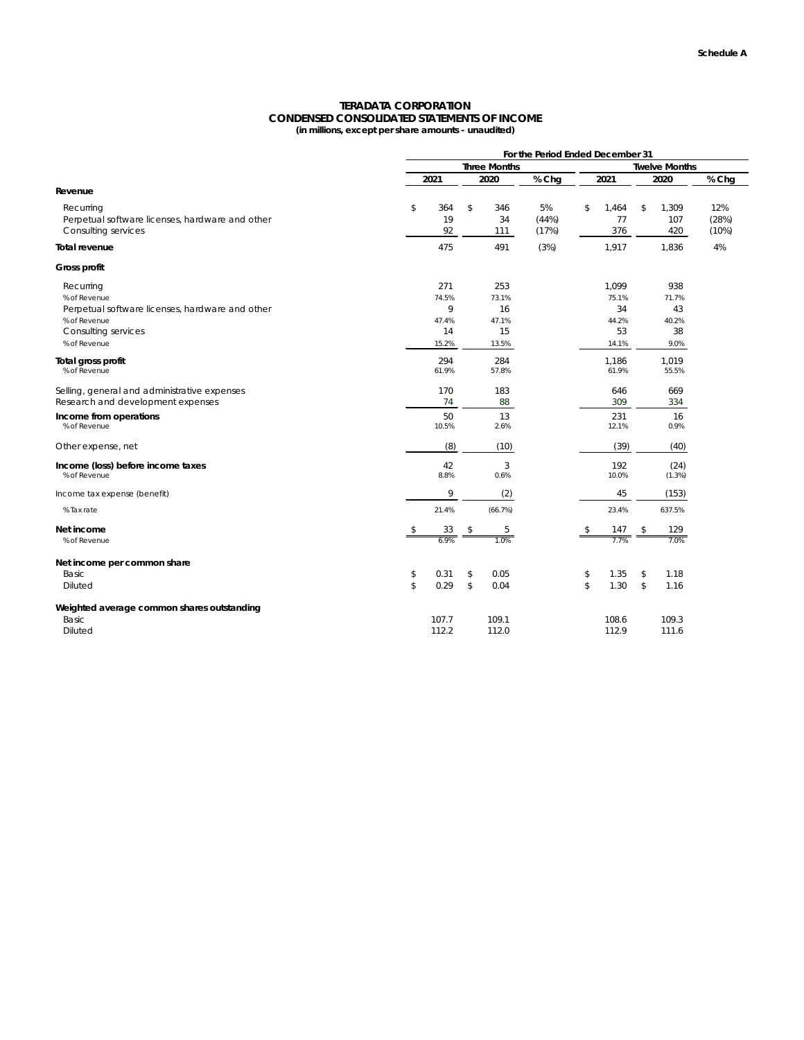**Schedule A**

# TERADATA CORPORATION
## CONDENSED CONSOLIDATED STATEMENTS OF INCOME
**(in millions, except per share amounts - unaudited)**

| | For the Period Ended December 31 | | | | | |
|---|---|---|---|---|---|---|
| | Three Months | | | Twelve Months | | |
| | 2021 | 2020 | % Chg | 2021 | 2020 | % Chg |
| **Revenue** | | | | | | |
| Recurring | $ 364 | $ 346 | 5% | $ 1,464 | $ 1,309 | 12% |
| Perpetual software licenses, hardware and other | 19 | 34 | (44%) | 77 | 107 | (28%) |
| Consulting services | 92 | 111 | (17%) | 376 | 420 | (10%) |
| **Total revenue** | 475 | 491 | (3%) | 1,917 | 1,836 | 4% |
| **Gross profit** | | | | | | |
| Recurring | 271 | 253 | | 1,099 | 938 | |
| % of Revenue | 74.5% | 73.1% | | 75.1% | 71.7% | |
| Perpetual software licenses, hardware and other | 9 | 16 | | 34 | 43 | |
| % of Revenue | 47.4% | 47.1% | | 44.2% | 40.2% | |
| Consulting services | 14 | 15 | | 53 | 38 | |
| % of Revenue | 15.2% | 13.5% | | 14.1% | 9.0% | |
| **Total gross profit** | 294 | 284 | | 1,186 | 1,019 | |
| % of Revenue | 61.9% | 57.8% | | 61.9% | 55.5% | |
| Selling, general and administrative expenses | 170 | 183 | | 646 | 669 | |
| Research and development expenses | 74 | 88 | | 309 | 334 | |
| **Income from operations** | 50 | 13 | | 231 | 16 | |
| % of Revenue | 10.5% | 2.6% | | 12.1% | 0.9% | |
| Other expense, net | (8) | (10) | | (39) | (40) | |
| **Income (loss) before income taxes** | 42 | 3 | | 192 | (24) | |
| % of Revenue | 8.8% | 0.6% | | 10.0% | (1.3%) | |
| Income tax expense (benefit) | 9 | (2) | | 45 | (153) | |
| % Tax rate | 21.4% | (66.7%) | | 23.4% | 637.5% | |
| **Net income** | $ 33 | $ 5 | | $ 147 | $ 129 | |
| % of Revenue | 6.9% | 1.0% | | 7.7% | 7.0% | |
| **Net income per common share** | | | | | | |
| Basic | $ 0.31 | $ 0.05 | | $ 1.35 | $ 1.18 | |
| Diluted | $ 0.29 | $ 0.04 | | $ 1.30 | $ 1.16 | |
| **Weighted average common shares outstanding** | | | | | | |
| Basic | 107.7 | 109.1 | | 108.6 | 109.3 | |
| Diluted | 112.2 | 112.0 | | 112.9 | 111.6 | |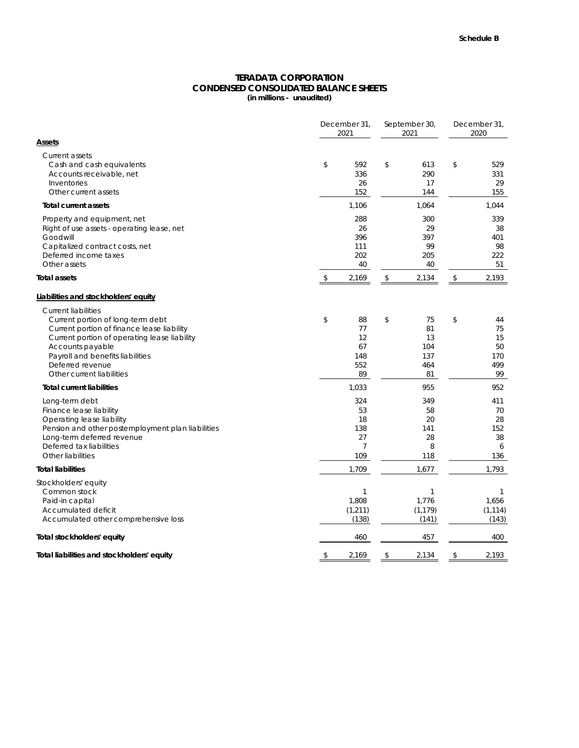**Schedule B**

# TERADATA CORPORATION
## CONDENSED CONSOLIDATED BALANCE SHEETS
**(in millions - unaudited)**

| | December 31, 2021 | September 30, 2021 | December 31, 2020 |
|---|---|---|---|
| **Assets** | | | |
| Current assets | | | |
| Cash and cash equivalents | $ 592 | $ 613 | $ 529 |
| Accounts receivable, net | 336 | 290 | 331 |
| Inventories | 26 | 17 | 29 |
| Other current assets | 152 | 144 | 155 |
| **Total current assets** | 1,106 | 1,064 | 1,044 |
| Property and equipment, net | 288 | 300 | 339 |
| Right of use assets - operating lease, net | 26 | 29 | 38 |
| Goodwill | 396 | 397 | 401 |
| Capitalized contract costs, net | 111 | 99 | 98 |
| Deferred income taxes | 202 | 205 | 222 |
| Other assets | 40 | 40 | 51 |
| **Total assets** | $ 2,169 | $ 2,134 | $ 2,193 |
| **Liabilities and stockholders' equity** | | | |
| Current liabilities | | | |
| Current portion of long-term debt | $ 88 | $ 75 | $ 44 |
| Current portion of finance lease liability | 77 | 81 | 75 |
| Current portion of operating lease liability | 12 | 13 | 15 |
| Accounts payable | 67 | 104 | 50 |
| Payroll and benefits liabilities | 148 | 137 | 170 |
| Deferred revenue | 552 | 464 | 499 |
| Other current liabilities | 89 | 81 | 99 |
| **Total current liabilities** | 1,033 | 955 | 952 |
| Long-term debt | 324 | 349 | 411 |
| Finance lease liability | 53 | 58 | 70 |
| Operating lease liability | 18 | 20 | 28 |
| Pension and other postemployment plan liabilities | 138 | 141 | 152 |
| Long-term deferred revenue | 27 | 28 | 38 |
| Deferred tax liabilities | 7 | 8 | 6 |
| Other liabilities | 109 | 118 | 136 |
| **Total liabilities** | 1,709 | 1,677 | 1,793 |
| Stockholders' equity | | | |
| Common stock | 1 | 1 | 1 |
| Paid-in capital | 1,808 | 1,776 | 1,656 |
| Accumulated deficit | (1,211) | (1,179) | (1,114) |
| Accumulated other comprehensive loss | (138) | (141) | (143) |
| **Total stockholders' equity** | 460 | 457 | 400 |
| **Total liabilities and stockholders' equity** | $ 2,169 | $ 2,134 | $ 2,193 |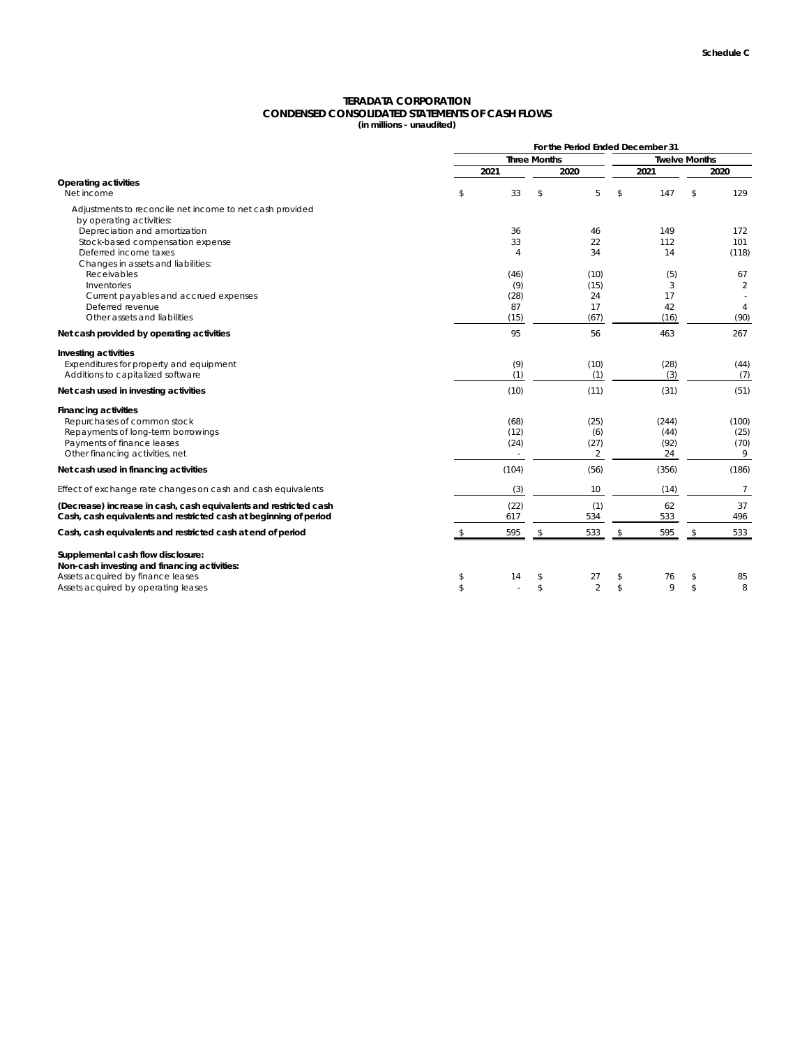Schedule C

# TERADATA CORPORATION
## CONDENSED CONSOLIDATED STATEMENTS OF CASH FLOWS
**(in millions - unaudited)**

| | For the Period Ended December 31 | | | |
|---|---|---|---|---|
| | Three Months | | Twelve Months | |
| | 2021 | 2020 | 2021 | 2020 |
| **Operating activities** | | | | |
| Net income | $ 33 | $ 5 | $ 147 | $ 129 |
| Adjustments to reconcile net income to net cash provided by operating activities: | | | | |
| Depreciation and amortization | 36 | 46 | 149 | 172 |
| Stock-based compensation expense | 33 | 22 | 112 | 101 |
| Deferred income taxes | 4 | 34 | 14 | (118) |
| Changes in assets and liabilities: | | | | |
| Receivables | (46) | (10) | (5) | 67 |
| Inventories | (9) | (15) | 3 | 2 |
| Current payables and accrued expenses | (28) | 24 | 17 | - |
| Deferred revenue | 87 | 17 | 42 | 4 |
| Other assets and liabilities | (15) | (67) | (16) | (90) |
| **Net cash provided by operating activities** | 95 | 56 | 463 | 267 |
| **Investing activities** | | | | |
| Expenditures for property and equipment | (9) | (10) | (28) | (44) |
| Additions to capitalized software | (1) | (1) | (3) | (7) |
| **Net cash used in investing activities** | (10) | (11) | (31) | (51) |
| **Financing activities** | | | | |
| Repurchases of common stock | (68) | (25) | (244) | (100) |
| Repayments of long-term borrowings | (12) | (6) | (44) | (25) |
| Payments of finance leases | (24) | (27) | (92) | (70) |
| Other financing activities, net | - | 2 | 24 | 9 |
| **Net cash used in financing activities** | (104) | (56) | (356) | (186) |
| Effect of exchange rate changes on cash and cash equivalents | (3) | 10 | (14) | 7 |
| **(Decrease) increase in cash, cash equivalents and restricted cash** | (22) | (1) | 62 | 37 |
| **Cash, cash equivalents and restricted cash at beginning of period** | 617 | 534 | 533 | 496 |
| **Cash, cash equivalents and restricted cash at end of period** | $ 595 | $ 533 | $ 595 | $ 533 |
| **Supplemental cash flow disclosure:** | | | | |
| **Non-cash investing and financing activities:** | | | | |
| Assets acquired by finance leases | $ 14 | $ 27 | $ 76 | $ 85 |
| Assets acquired by operating leases | $ - | $ 2 | $ 9 | $ 8 |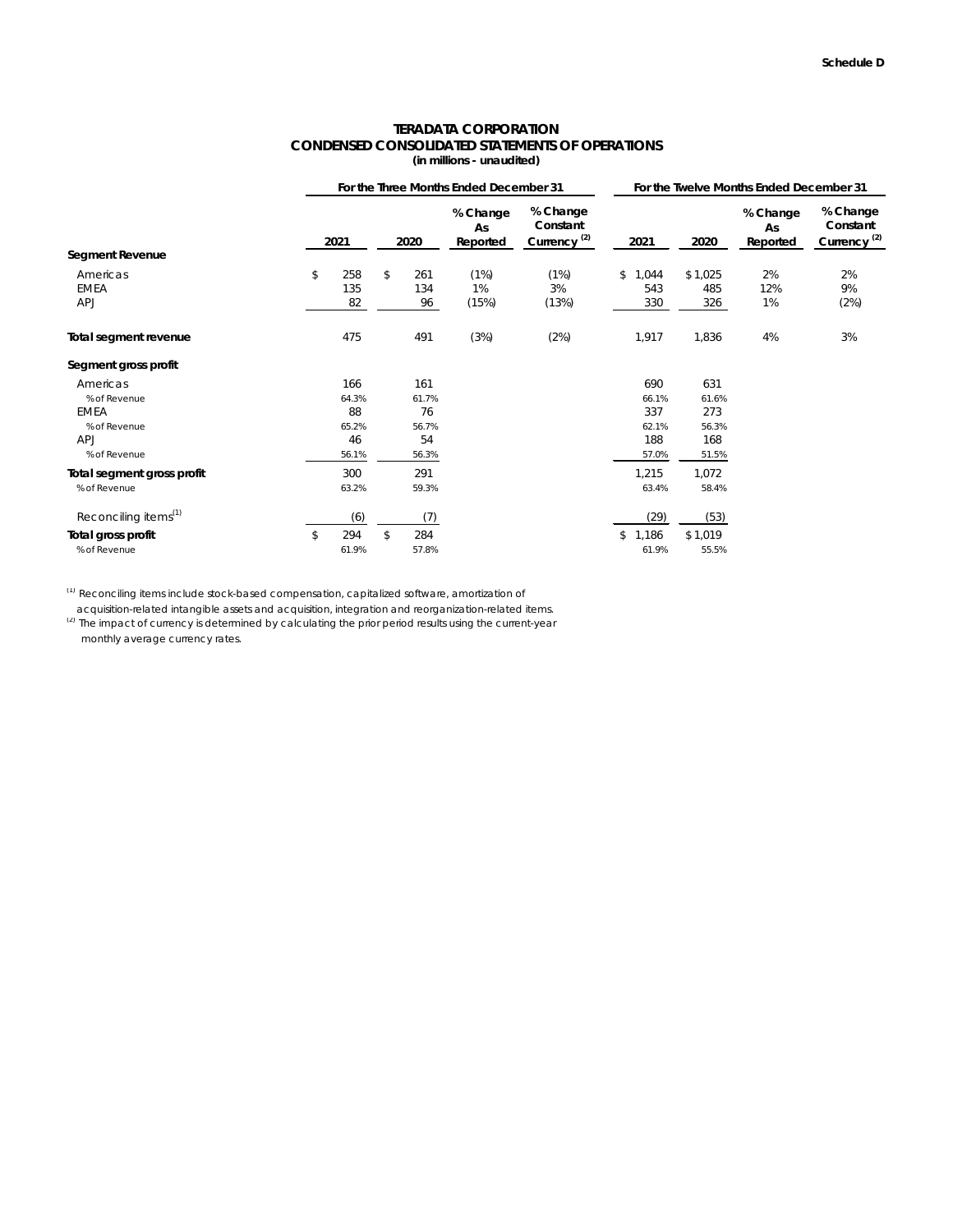Schedule D

# TERADATA CORPORATION
## CONDENSED CONSOLIDATED STATEMENTS OF OPERATIONS
**(in millions - unaudited)**

| | For the Three Months Ended December 31 | | | | For the Twelve Months Ended December 31 | | | |
|---|---|---|---|---|---|---|---|---|
| | 2021 | 2020 | % Change As Reported | % Change Constant Currency (2) | 2021 | 2020 | % Change As Reported | % Change Constant Currency (2) |
| **Segment Revenue** | | | | | | | | |
| Americas | $ 258 | $ 261 | (1%) | (1%) | $ 1,044 | $ 1,025 | 2% | 2% |
| EMEA | 135 | 134 | 1% | 3% | 543 | 485 | 12% | 9% |
| APJ | 82 | 96 | (15%) | (13%) | 330 | 326 | 1% | (2%) |
| **Total segment revenue** | 475 | 491 | (3%) | (2%) | 1,917 | 1,836 | 4% | 3% |
| **Segment gross profit** | | | | | | | | |
| Americas | 166 | 161 | | | 690 | 631 | | |
| % of Revenue | 64.3% | 61.7% | | | 66.1% | 61.6% | | |
| EMEA | 88 | 76 | | | 337 | 273 | | |
| % of Revenue | 65.2% | 56.7% | | | 62.1% | 56.3% | | |
| APJ | 46 | 54 | | | 188 | 168 | | |
| % of Revenue | 56.1% | 56.3% | | | 57.0% | 51.5% | | |
| **Total segment gross profit** | 300 | 291 | | | 1,215 | 1,072 | | |
| % of Revenue | 63.2% | 59.3% | | | 63.4% | 58.4% | | |
| Reconciling items(1) | (6) | (7) | | | (29) | (53) | | |
| **Total gross profit** | $ 294 | $ 284 | | | $ 1,186 | $ 1,019 | | |
| % of Revenue | 61.9% | 57.8% | | | 61.9% | 55.5% | | |

(1) Reconciling items include stock-based compensation, capitalized software, amortization of acquisition-related intangible assets and acquisition, integration and reorganization-related items.

(2) The impact of currency is determined by calculating the prior period results using the current-year monthly average currency rates.